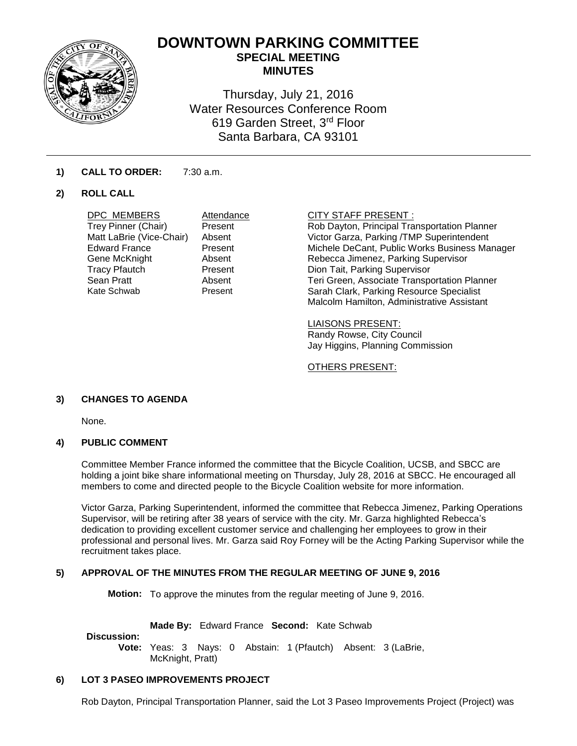# DOWNTOWN PARKING COMMITTEE

## SPECIAL MEETING

## MINUTES

Thursday, July 21, 2016
Water Resources Conference Room
619 Garden Street, 3rd Floor
Santa Barbara, CA 93101

**1) CALL TO ORDER:** 7:30 a.m.

**2) ROLL CALL**

| DPC MEMBERS | Attendance |
|---|---|
| Trey Pinner (Chair) | Present |
| Matt LaBrie (Vice-Chair) | Absent |
| Edward France | Present |
| Gene McKnight | Absent |
| Tracy Pfautch | Present |
| Sean Pratt | Absent |
| Kate Schwab | Present |

CITY STAFF PRESENT :
Rob Dayton, Principal Transportation Planner
Victor Garza, Parking /TMP Superintendent
Michele DeCant, Public Works Business Manager
Rebecca Jimenez, Parking Supervisor
Dion Tait, Parking Supervisor
Teri Green, Associate Transportation Planner
Sarah Clark, Parking Resource Specialist
Malcolm Hamilton, Administrative Assistant

LIAISONS PRESENT:
Randy Rowse, City Council
Jay Higgins, Planning Commission

OTHERS PRESENT:

**3) CHANGES TO AGENDA**

None.

**4) PUBLIC COMMENT**

Committee Member France informed the committee that the Bicycle Coalition, UCSB, and SBCC are holding a joint bike share informational meeting on Thursday, July 28, 2016 at SBCC. He encouraged all members to come and directed people to the Bicycle Coalition website for more information.

Victor Garza, Parking Superintendent, informed the committee that Rebecca Jimenez, Parking Operations Supervisor, will be retiring after 38 years of service with the city. Mr. Garza highlighted Rebecca's dedication to providing excellent customer service and challenging her employees to grow in their professional and personal lives. Mr. Garza said Roy Forney will be the Acting Parking Supervisor while the recruitment takes place.

**5) APPROVAL OF THE MINUTES FROM THE REGULAR MEETING OF JUNE 9, 2016**

**Motion:** To approve the minutes from the regular meeting of June 9, 2016.

**Made By:** Edward France **Second:** Kate Schwab

**Discussion:**

**Vote:** Yeas: 3 Nays: 0 Abstain: 1 (Pfautch) Absent: 3 (LaBrie, McKnight, Pratt)

**6) LOT 3 PASEO IMPROVEMENTS PROJECT**

Rob Dayton, Principal Transportation Planner, said the Lot 3 Paseo Improvements Project (Project) was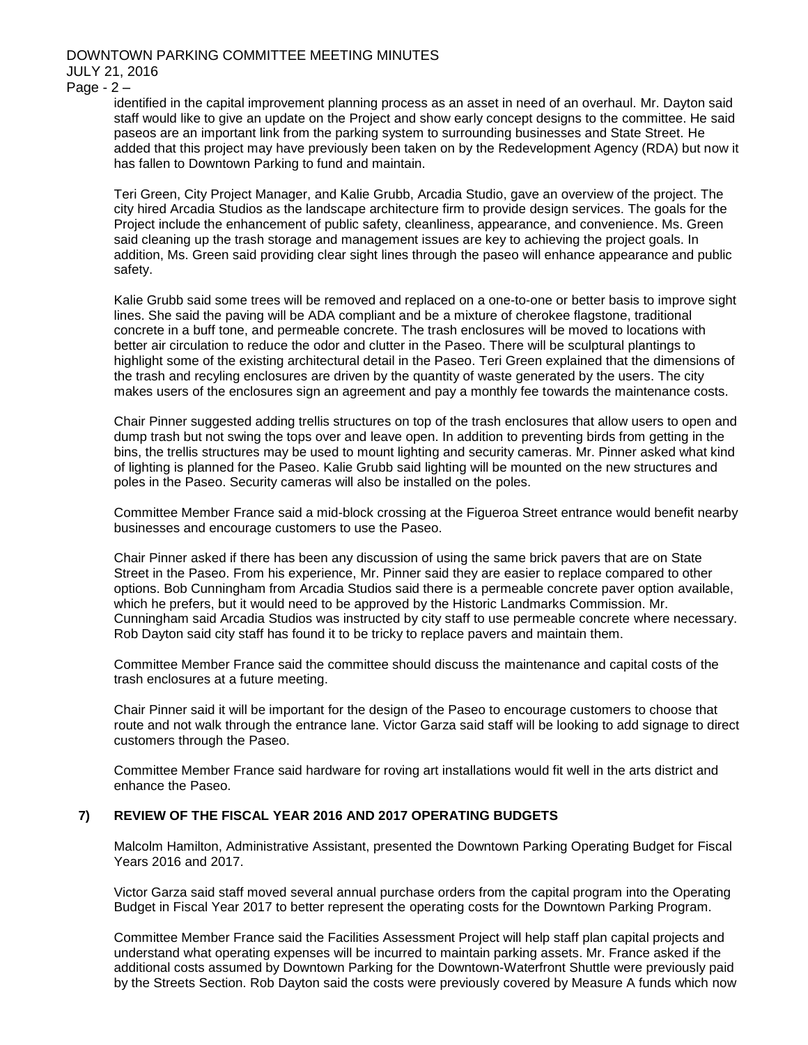identified in the capital improvement planning process as an asset in need of an overhaul. Mr. Dayton said staff would like to give an update on the Project and show early concept designs to the committee. He said paseos are an important link from the parking system to surrounding businesses and State Street. He added that this project may have previously been taken on by the Redevelopment Agency (RDA) but now it has fallen to Downtown Parking to fund and maintain.

Teri Green, City Project Manager, and Kalie Grubb, Arcadia Studio, gave an overview of the project. The city hired Arcadia Studios as the landscape architecture firm to provide design services. The goals for the Project include the enhancement of public safety, cleanliness, appearance, and convenience. Ms. Green said cleaning up the trash storage and management issues are key to achieving the project goals. In addition, Ms. Green said providing clear sight lines through the paseo will enhance appearance and public safety.

Kalie Grubb said some trees will be removed and replaced on a one-to-one or better basis to improve sight lines. She said the paving will be ADA compliant and be a mixture of cherokee flagstone, traditional concrete in a buff tone, and permeable concrete. The trash enclosures will be moved to locations with better air circulation to reduce the odor and clutter in the Paseo. There will be sculptural plantings to highlight some of the existing architectural detail in the Paseo. Teri Green explained that the dimensions of the trash and recyling enclosures are driven by the quantity of waste generated by the users. The city makes users of the enclosures sign an agreement and pay a monthly fee towards the maintenance costs.

Chair Pinner suggested adding trellis structures on top of the trash enclosures that allow users to open and dump trash but not swing the tops over and leave open. In addition to preventing birds from getting in the bins, the trellis structures may be used to mount lighting and security cameras. Mr. Pinner asked what kind of lighting is planned for the Paseo. Kalie Grubb said lighting will be mounted on the new structures and poles in the Paseo. Security cameras will also be installed on the poles.

Committee Member France said a mid-block crossing at the Figueroa Street entrance would benefit nearby businesses and encourage customers to use the Paseo.

Chair Pinner asked if there has been any discussion of using the same brick pavers that are on State Street in the Paseo. From his experience, Mr. Pinner said they are easier to replace compared to other options. Bob Cunningham from Arcadia Studios said there is a permeable concrete paver option available, which he prefers, but it would need to be approved by the Historic Landmarks Commission. Mr. Cunningham said Arcadia Studios was instructed by city staff to use permeable concrete where necessary. Rob Dayton said city staff has found it to be tricky to replace pavers and maintain them.

Committee Member France said the committee should discuss the maintenance and capital costs of the trash enclosures at a future meeting.

Chair Pinner said it will be important for the design of the Paseo to encourage customers to choose that route and not walk through the entrance lane. Victor Garza said staff will be looking to add signage to direct customers through the Paseo.

Committee Member France said hardware for roving art installations would fit well in the arts district and enhance the Paseo.

## 7) REVIEW OF THE FISCAL YEAR 2016 AND 2017 OPERATING BUDGETS

Malcolm Hamilton, Administrative Assistant, presented the Downtown Parking Operating Budget for Fiscal Years 2016 and 2017.

Victor Garza said staff moved several annual purchase orders from the capital program into the Operating Budget in Fiscal Year 2017 to better represent the operating costs for the Downtown Parking Program.

Committee Member France said the Facilities Assessment Project will help staff plan capital projects and understand what operating expenses will be incurred to maintain parking assets. Mr. France asked if the additional costs assumed by Downtown Parking for the Downtown-Waterfront Shuttle were previously paid by the Streets Section. Rob Dayton said the costs were previously covered by Measure A funds which now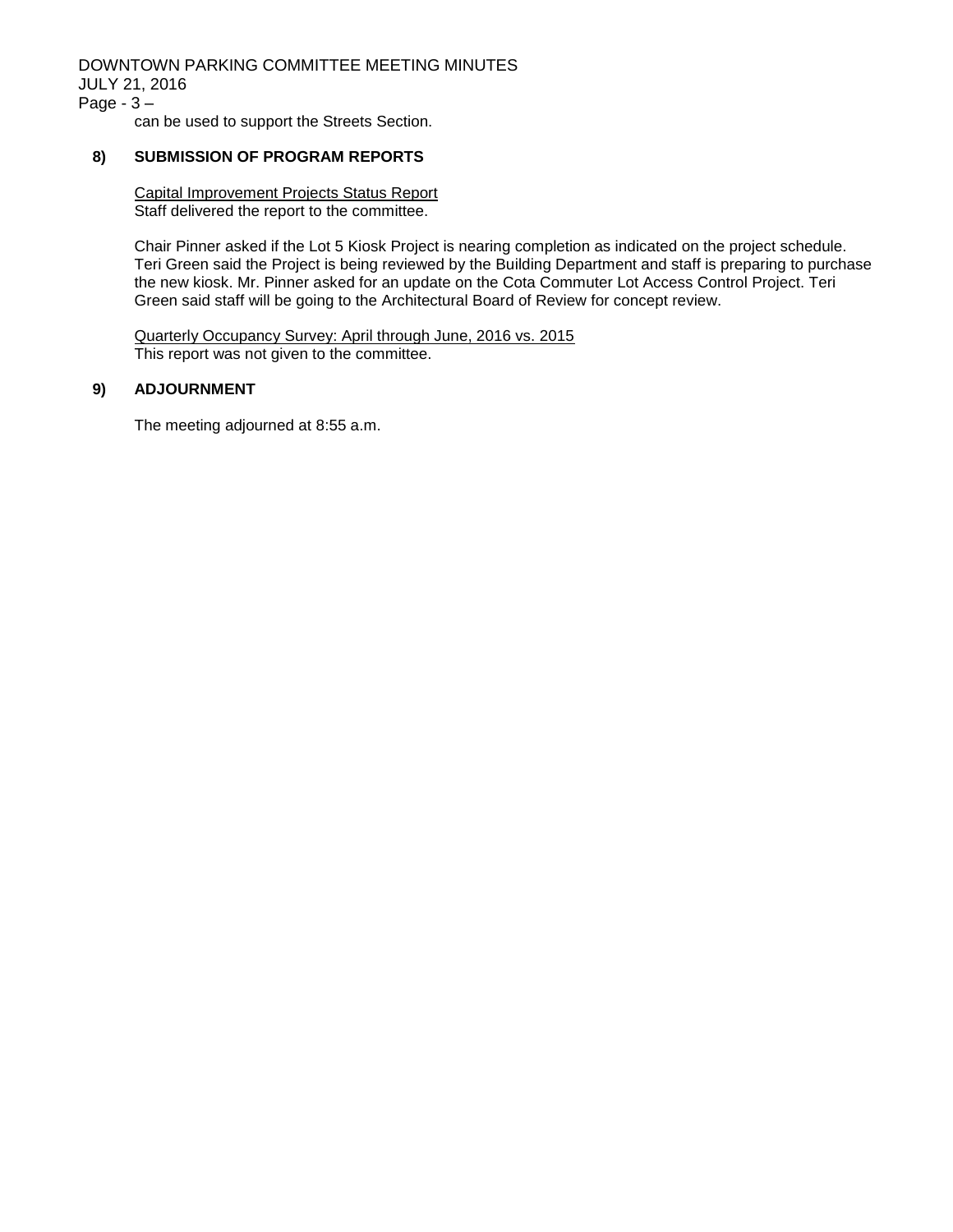can be used to support the Streets Section.

**8) SUBMISSION OF PROGRAM REPORTS**

Capital Improvement Projects Status Report
Staff delivered the report to the committee.

Chair Pinner asked if the Lot 5 Kiosk Project is nearing completion as indicated on the project schedule. Teri Green said the Project is being reviewed by the Building Department and staff is preparing to purchase the new kiosk. Mr. Pinner asked for an update on the Cota Commuter Lot Access Control Project. Teri Green said staff will be going to the Architectural Board of Review for concept review.

Quarterly Occupancy Survey: April through June, 2016 vs. 2015
This report was not given to the committee.

**9) ADJOURNMENT**

The meeting adjourned at 8:55 a.m.